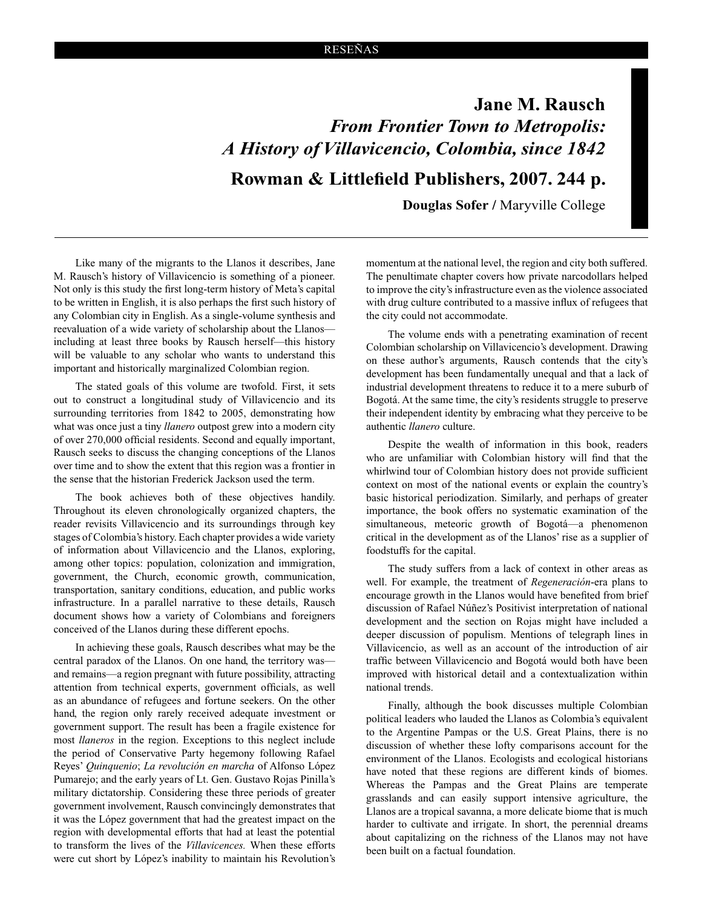# Jane M. Rausch

## *From Frontier Town to Metropolis: A History of Villavicencio, Colombia, since 1842*

## Rowman & Littlefield Publishers, 2007. 244 p.

**Douglas Sofer /** Maryville College

Like many of the migrants to the Llanos it describes, Jane M. Rausch's history of Villavicencio is something of a pioneer. Not only is this study the first long-term history of Meta's capital to be written in English, it is also perhaps the first such history of any Colombian city in English. As a single-volume synthesis and reevaluation of a wide variety of scholarship about the Llanos—including at least three books by Rausch herself—this history will be valuable to any scholar who wants to understand this important and historically marginalized Colombian region.

The stated goals of this volume are twofold. First, it sets out to construct a longitudinal study of Villavicencio and its surrounding territories from 1842 to 2005, demonstrating how what was once just a tiny *llanero* outpost grew into a modern city of over 270,000 official residents. Second and equally important, Rausch seeks to discuss the changing conceptions of the Llanos over time and to show the extent that this region was a frontier in the sense that the historian Frederick Jackson used the term.

The book achieves both of these objectives handily. Throughout its eleven chronologically organized chapters, the reader revisits Villavicencio and its surroundings through key stages of Colombia's history. Each chapter provides a wide variety of information about Villavicencio and the Llanos, exploring, among other topics: population, colonization and immigration, government, the Church, economic growth, communication, transportation, sanitary conditions, education, and public works infrastructure. In a parallel narrative to these details, Rausch document shows how a variety of Colombians and foreigners conceived of the Llanos during these different epochs.

In achieving these goals, Rausch describes what may be the central paradox of the Llanos. On one hand, the territory was—and remains—a region pregnant with future possibility, attracting attention from technical experts, government officials, as well as an abundance of refugees and fortune seekers. On the other hand, the region only rarely received adequate investment or government support. The result has been a fragile existence for most *llaneros* in the region. Exceptions to this neglect include the period of Conservative Party hegemony following Rafael Reyes' *Quinquenio*; *La revolución en marcha* of Alfonso López Pumarejo; and the early years of Lt. Gen. Gustavo Rojas Pinilla's military dictatorship. Considering these three periods of greater government involvement, Rausch convincingly demonstrates that it was the López government that had the greatest impact on the region with developmental efforts that had at least the potential to transform the lives of the *Villavicences.* When these efforts were cut short by López's inability to maintain his Revolution's momentum at the national level, the region and city both suffered. The penultimate chapter covers how private narcodollars helped to improve the city's infrastructure even as the violence associated with drug culture contributed to a massive influx of refugees that the city could not accommodate.

The volume ends with a penetrating examination of recent Colombian scholarship on Villavicencio's development. Drawing on these author's arguments, Rausch contends that the city's development has been fundamentally unequal and that a lack of industrial development threatens to reduce it to a mere suburb of Bogotá. At the same time, the city's residents struggle to preserve their independent identity by embracing what they perceive to be authentic *llanero* culture.

Despite the wealth of information in this book, readers who are unfamiliar with Colombian history will find that the whirlwind tour of Colombian history does not provide sufficient context on most of the national events or explain the country's basic historical periodization. Similarly, and perhaps of greater importance, the book offers no systematic examination of the simultaneous, meteoric growth of Bogotá—a phenomenon critical in the development as of the Llanos' rise as a supplier of foodstuffs for the capital.

The study suffers from a lack of context in other areas as well. For example, the treatment of *Regeneración*-era plans to encourage growth in the Llanos would have benefited from brief discussion of Rafael Núñez's Positivist interpretation of national development and the section on Rojas might have included a deeper discussion of populism. Mentions of telegraph lines in Villavicencio, as well as an account of the introduction of air traffic between Villavicencio and Bogotá would both have been improved with historical detail and a contextualization within national trends.

Finally, although the book discusses multiple Colombian political leaders who lauded the Llanos as Colombia's equivalent to the Argentine Pampas or the U.S. Great Plains, there is no discussion of whether these lofty comparisons account for the environment of the Llanos. Ecologists and ecological historians have noted that these regions are different kinds of biomes. Whereas the Pampas and the Great Plains are temperate grasslands and can easily support intensive agriculture, the Llanos are a tropical savanna, a more delicate biome that is much harder to cultivate and irrigate. In short, the perennial dreams about capitalizing on the richness of the Llanos may not have been built on a factual foundation.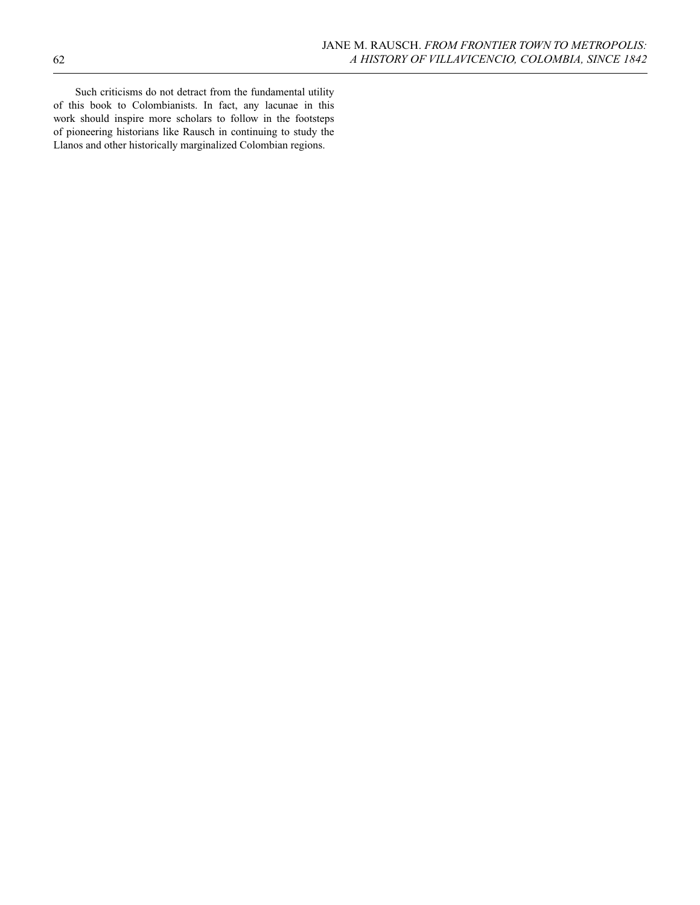Such criticisms do not detract from the fundamental utility of this book to Colombianists. In fact, any lacunae in this work should inspire more scholars to follow in the footsteps of pioneering historians like Rausch in continuing to study the Llanos and other historically marginalized Colombian regions.